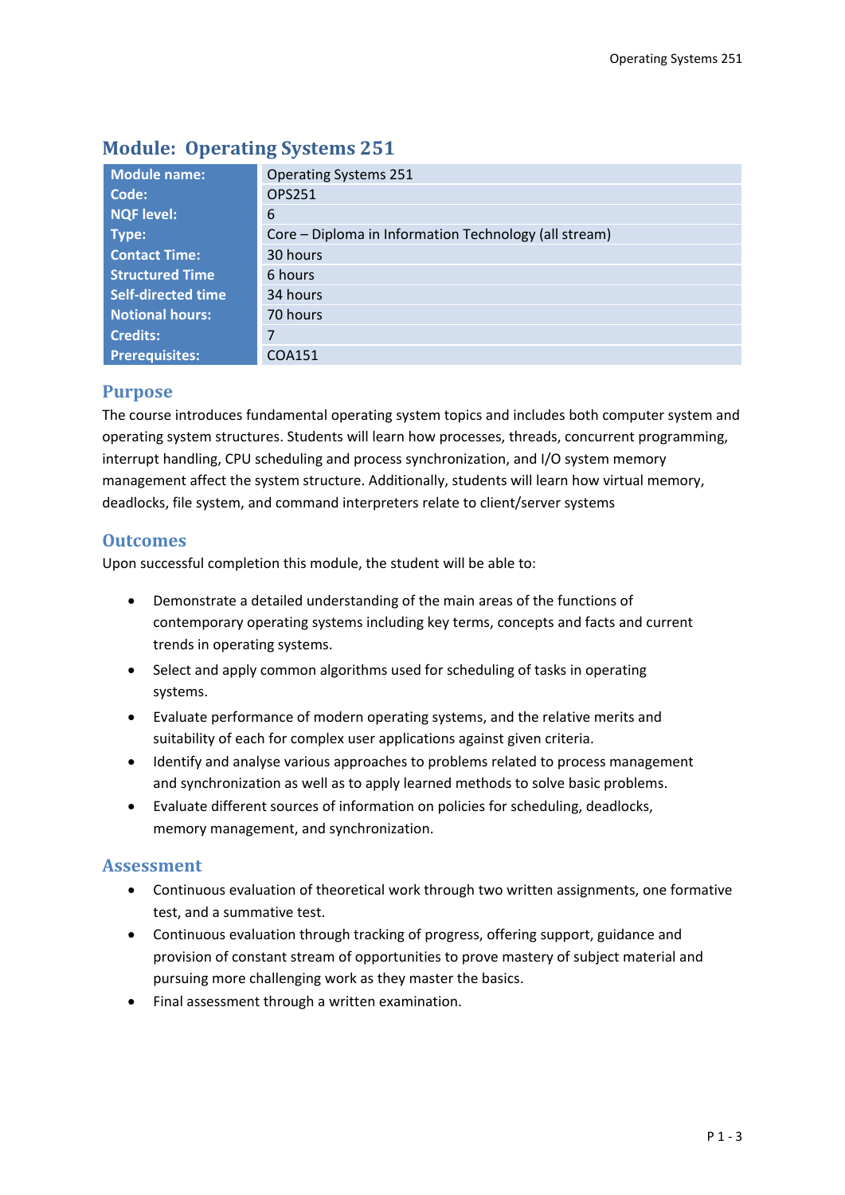# Module: Operating Systems 251

| | |
|---|---|
| **Module name:** | Operating Systems 251 |
| **Code:** | OPS251 |
| **NQF level:** | 6 |
| **Type:** | Core – Diploma in Information Technology (all stream) |
| **Contact Time:** | 30 hours |
| **Structured Time** | 6 hours |
| **Self-directed time** | 34 hours |
| **Notional hours:** | 70 hours |
| **Credits:** | 7 |
| **Prerequisites:** | COA151 |

## Purpose

The course introduces fundamental operating system topics and includes both computer system and operating system structures. Students will learn how processes, threads, concurrent programming, interrupt handling, CPU scheduling and process synchronization, and I/O system memory management affect the system structure. Additionally, students will learn how virtual memory, deadlocks, file system, and command interpreters relate to client/server systems

## Outcomes

Upon successful completion this module, the student will be able to:

- Demonstrate a detailed understanding of the main areas of the functions of contemporary operating systems including key terms, concepts and facts and current trends in operating systems.
- Select and apply common algorithms used for scheduling of tasks in operating systems.
- Evaluate performance of modern operating systems, and the relative merits and suitability of each for complex user applications against given criteria.
- Identify and analyse various approaches to problems related to process management and synchronization as well as to apply learned methods to solve basic problems.
- Evaluate different sources of information on policies for scheduling, deadlocks, memory management, and synchronization.

## Assessment

- Continuous evaluation of theoretical work through two written assignments, one formative test, and a summative test.
- Continuous evaluation through tracking of progress, offering support, guidance and provision of constant stream of opportunities to prove mastery of subject material and pursuing more challenging work as they master the basics.
- Final assessment through a written examination.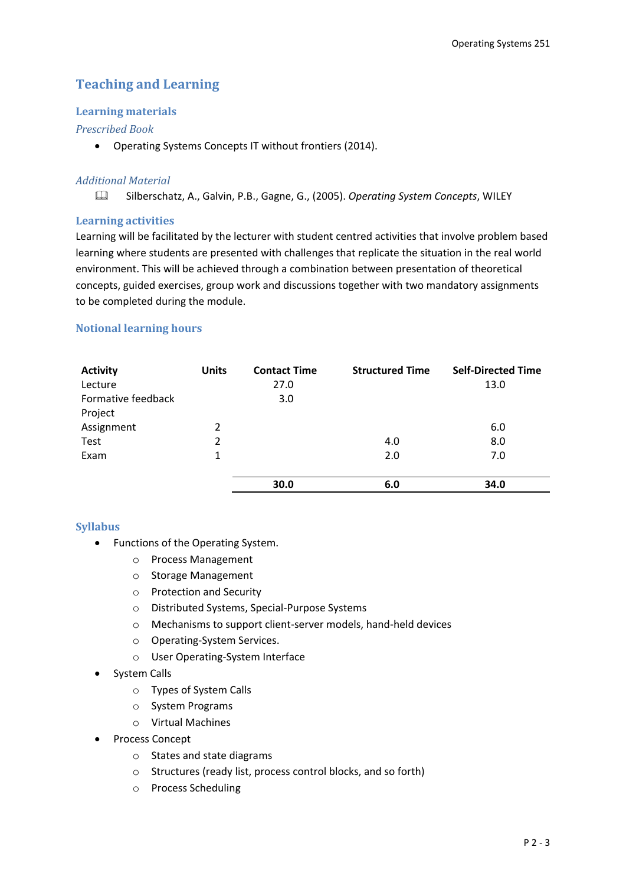## Teaching and Learning

### Learning materials

*Prescribed Book*

- Operating Systems Concepts IT without frontiers (2014).

*Additional Material*

📖 Silberschatz, A., Galvin, P.B., Gagne, G., (2005). *Operating System Concepts*, WILEY

### Learning activities

Learning will be facilitated by the lecturer with student centred activities that involve problem based learning where students are presented with challenges that replicate the situation in the real world environment. This will be achieved through a combination between presentation of theoretical concepts, guided exercises, group work and discussions together with two mandatory assignments to be completed during the module.

### Notional learning hours

| Activity | Units | Contact Time | Structured Time | Self-Directed Time |
|---|---|---|---|---|
| Lecture | | 27.0 | | 13.0 |
| Formative feedback | | 3.0 | | |
| Project | | | | |
| Assignment | 2 | | | 6.0 |
| Test | 2 | | 4.0 | 8.0 |
| Exam | 1 | | 2.0 | 7.0 |
| | | **30.0** | **6.0** | **34.0** |

### Syllabus

- Functions of the Operating System.
  - Process Management
  - Storage Management
  - Protection and Security
  - Distributed Systems, Special-Purpose Systems
  - Mechanisms to support client-server models, hand-held devices
  - Operating-System Services.
  - User Operating-System Interface
- System Calls
  - Types of System Calls
  - System Programs
  - Virtual Machines
- Process Concept
  - States and state diagrams
  - Structures (ready list, process control blocks, and so forth)
  - Process Scheduling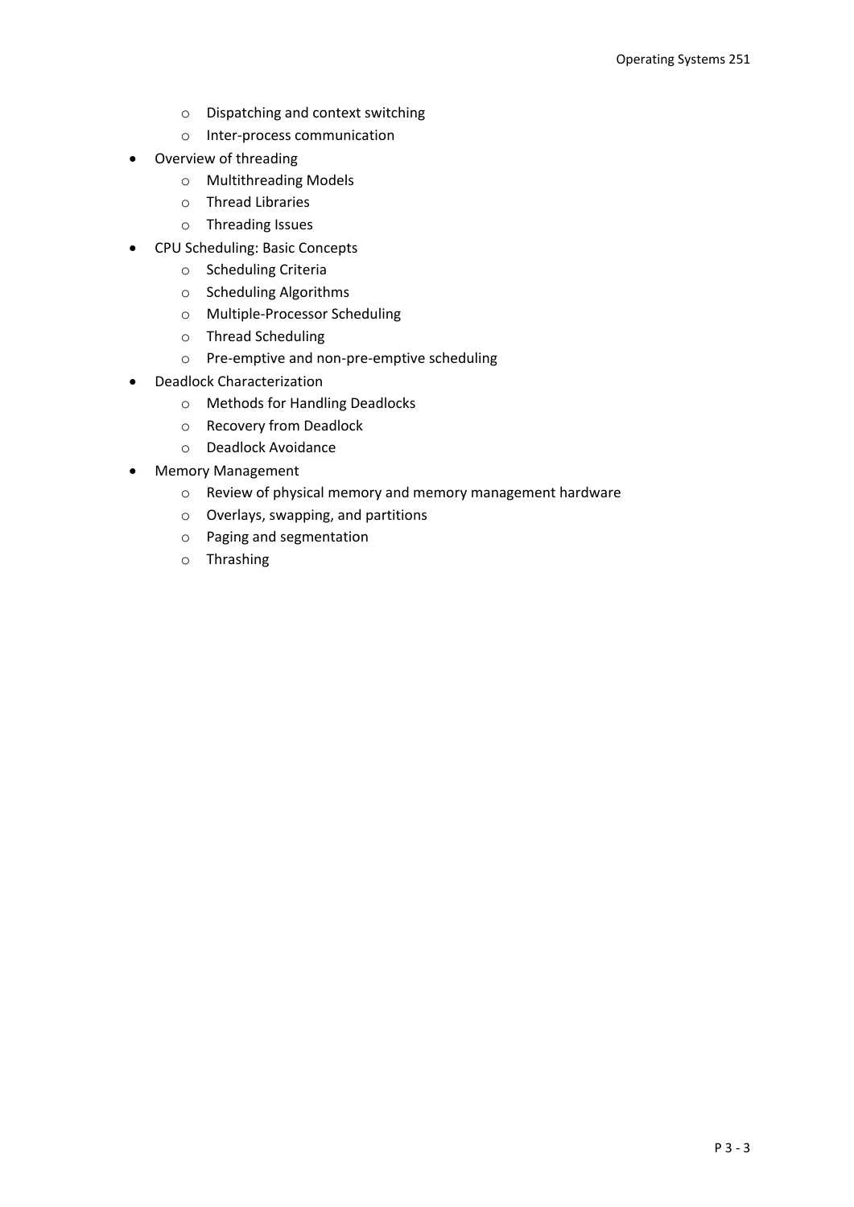- Dispatching and context switching
  - Inter-process communication
- Overview of threading
  - Multithreading Models
  - Thread Libraries
  - Threading Issues
- CPU Scheduling: Basic Concepts
  - Scheduling Criteria
  - Scheduling Algorithms
  - Multiple-Processor Scheduling
  - Thread Scheduling
  - Pre-emptive and non-pre-emptive scheduling
- Deadlock Characterization
  - Methods for Handling Deadlocks
  - Recovery from Deadlock
  - Deadlock Avoidance
- Memory Management
  - Review of physical memory and memory management hardware
  - Overlays, swapping, and partitions
  - Paging and segmentation
  - Thrashing